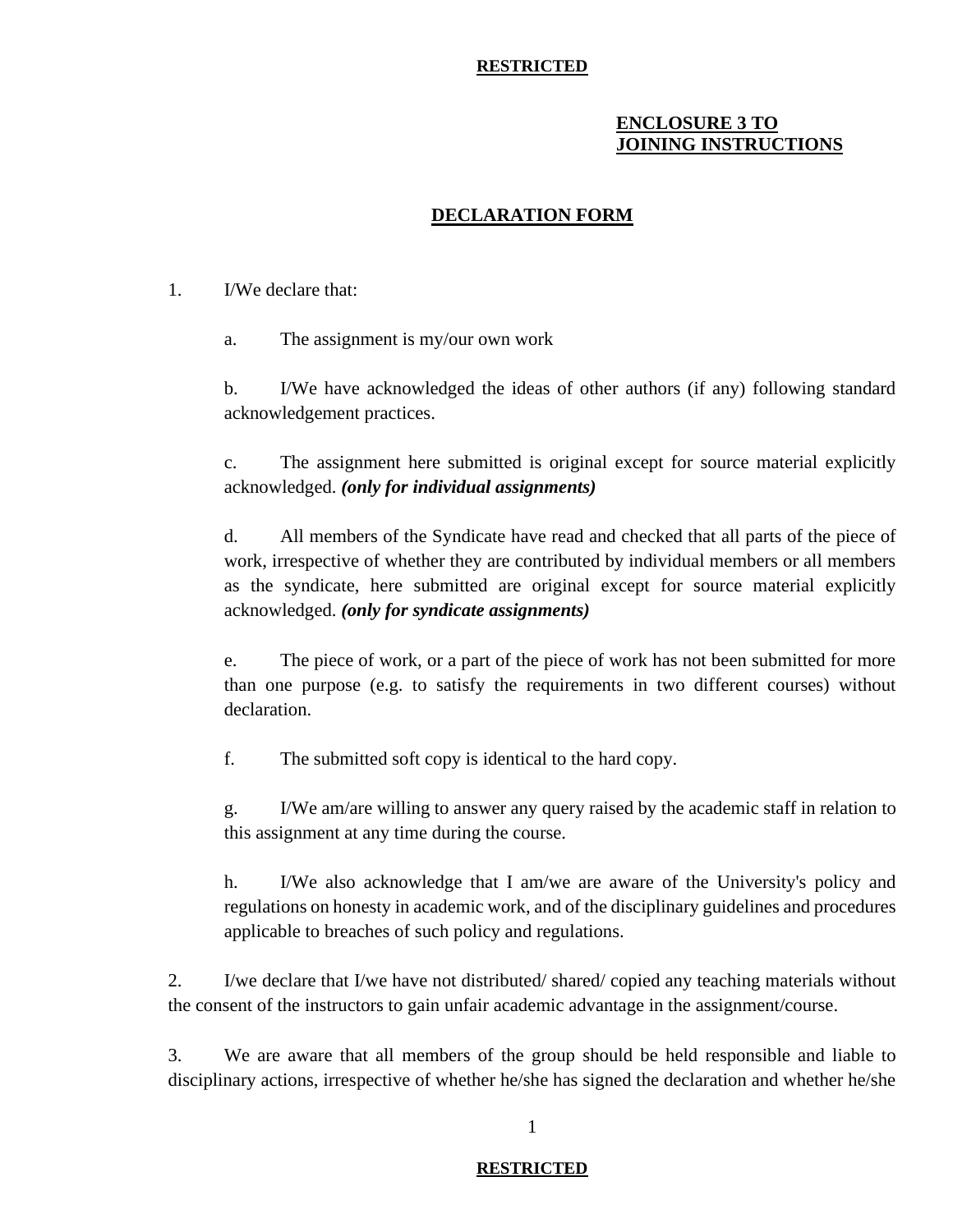**ENCLOSURE 3 TO**
**JOINING INSTRUCTIONS**

# DECLARATION FORM

1. I/We declare that:

   a. The assignment is my/our own work

   b. I/We have acknowledged the ideas of other authors (if any) following standard acknowledgement practices.

   c. The assignment here submitted is original except for source material explicitly acknowledged. ***(only for individual assignments)***

   d. All members of the Syndicate have read and checked that all parts of the piece of work, irrespective of whether they are contributed by individual members or all members as the syndicate, here submitted are original except for source material explicitly acknowledged. ***(only for syndicate assignments)***

   e. The piece of work, or a part of the piece of work has not been submitted for more than one purpose (e.g. to satisfy the requirements in two different courses) without declaration.

   f. The submitted soft copy is identical to the hard copy.

   g. I/We am/are willing to answer any query raised by the academic staff in relation to this assignment at any time during the course.

   h. I/We also acknowledge that I am/we are aware of the University's policy and regulations on honesty in academic work, and of the disciplinary guidelines and procedures applicable to breaches of such policy and regulations.

2. I/we declare that I/we have not distributed/ shared/ copied any teaching materials without the consent of the instructors to gain unfair academic advantage in the assignment/course.

3. We are aware that all members of the group should be held responsible and liable to disciplinary actions, irrespective of whether he/she has signed the declaration and whether he/she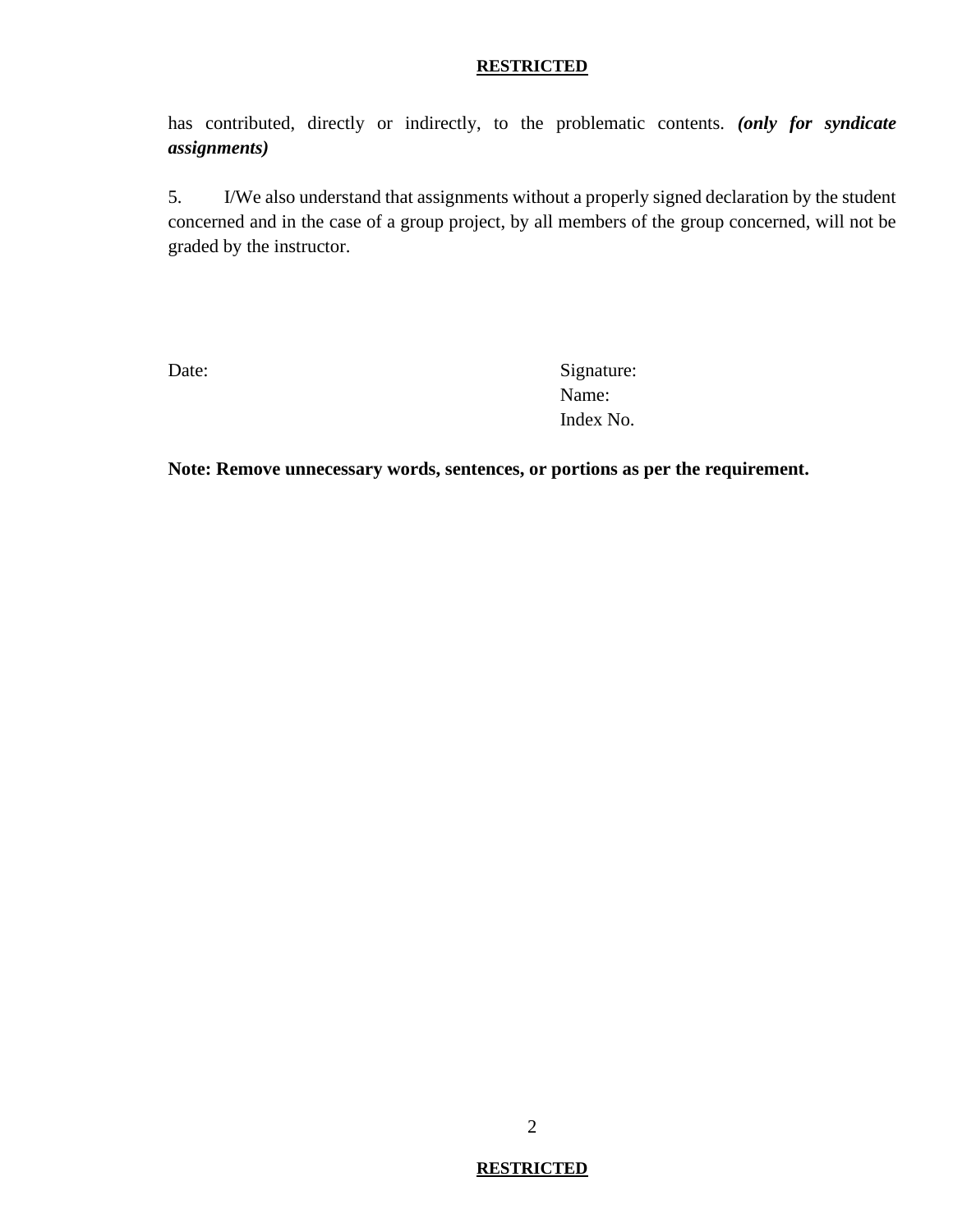has contributed, directly or indirectly, to the problematic contents. ***(only for syndicate assignments)***

5. I/We also understand that assignments without a properly signed declaration by the student concerned and in the case of a group project, by all members of the group concerned, will not be graded by the instructor.

Date:

Signature:
Name:
Index No.

**Note: Remove unnecessary words, sentences, or portions as per the requirement.**